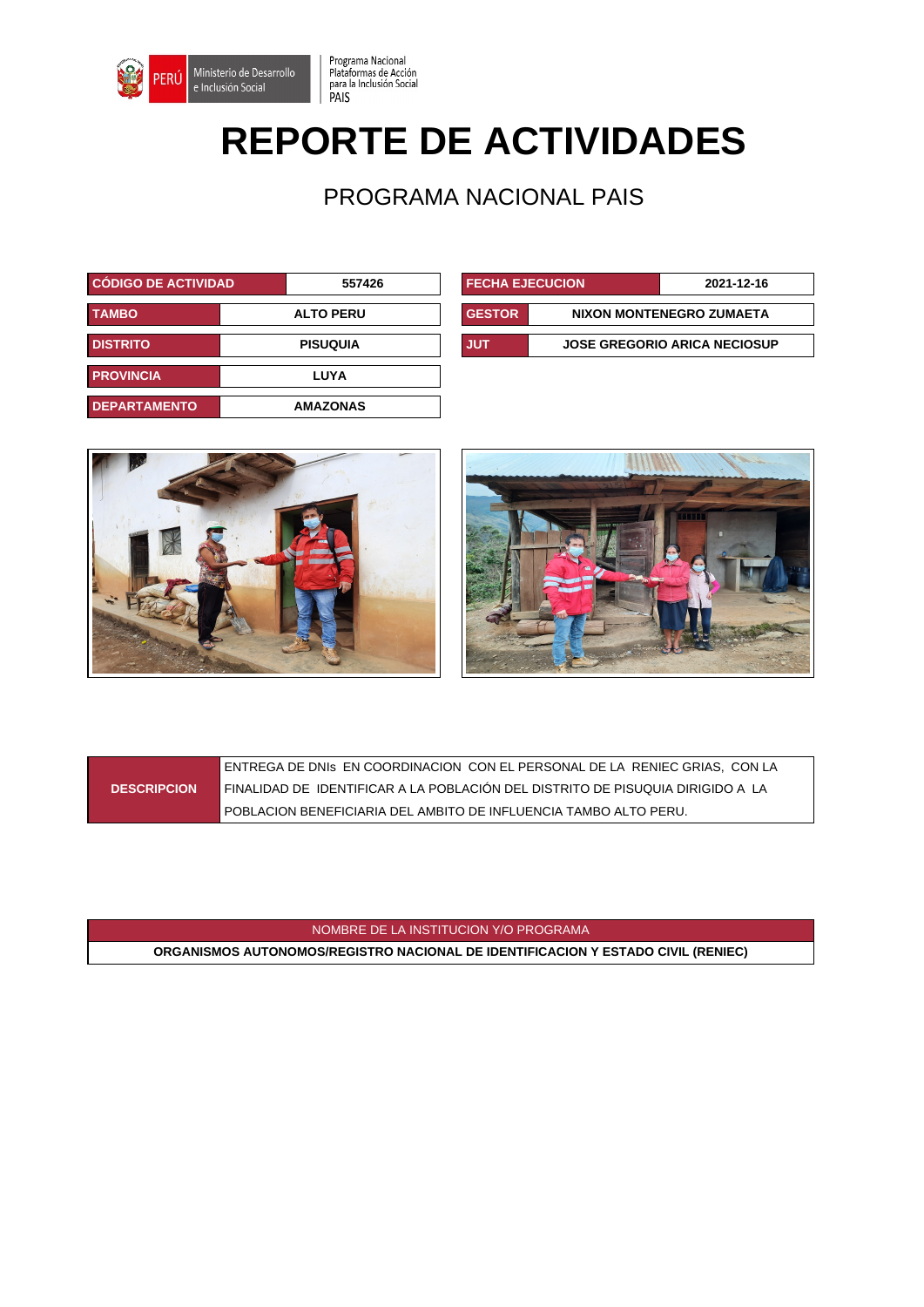Ministerio de Desarrollo e Inclusión Social | Programa Nacional Plataformas de Acción para la Inclusión Social PAIS

# REPORTE DE ACTIVIDADES

## PROGRAMA NACIONAL PAIS

| CÓDIGO DE ACTIVIDAD | 557426 |
|---|---|
| TAMBO | ALTO PERU |
| DISTRITO | PISUQUIA |
| PROVINCIA | LUYA |
| DEPARTAMENTO | AMAZONAS |

| FECHA EJECUCION | 2021-12-16 |
|---|---|
| GESTOR | NIXON MONTENEGRO ZUMAETA |
| JUT | JOSE GREGORIO ARICA NECIOSUP |

| DESCRIPCION | ENTREGA DE DNIs EN COORDINACION CON EL PERSONAL DE LA RENIEC GRIAS, CON LA FINALIDAD DE IDENTIFICAR A LA POBLACIÓN DEL DISTRITO DE PISUQUIA DIRIGIDO A LA POBLACION BENEFICIARIA DEL AMBITO DE INFLUENCIA TAMBO ALTO PERU. |
|---|---|

| NOMBRE DE LA INSTITUCION Y/O PROGRAMA |
|---|
| ORGANISMOS AUTONOMOS/REGISTRO NACIONAL DE IDENTIFICACION Y ESTADO CIVIL (RENIEC) |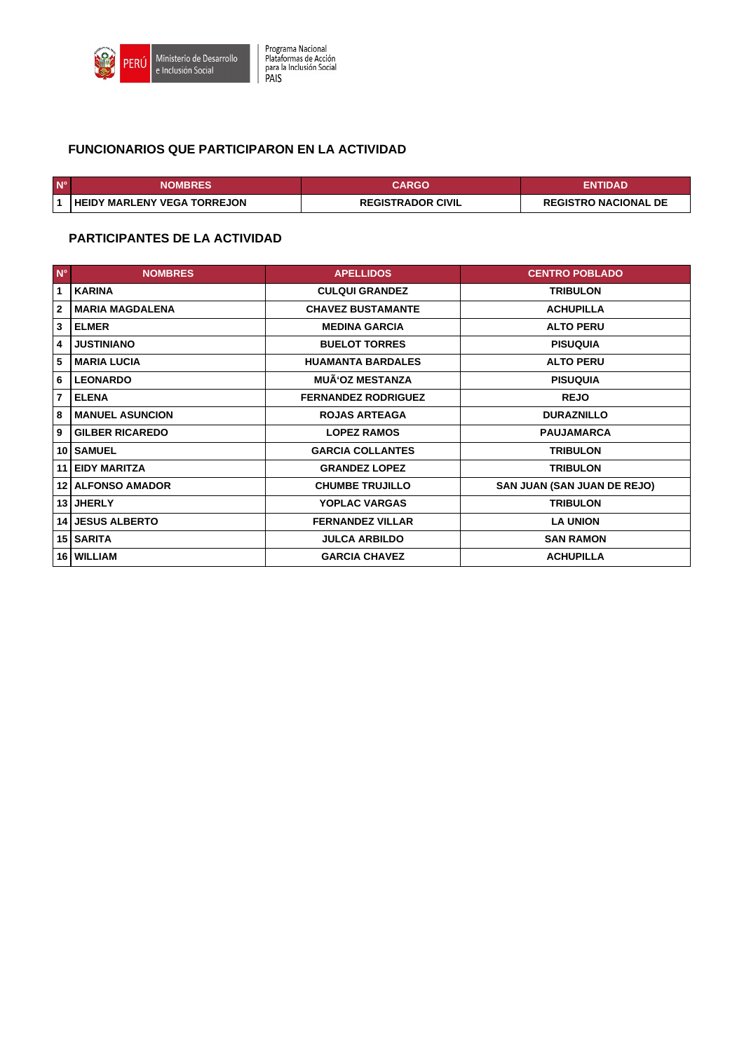## FUNCIONARIOS QUE PARTICIPARON EN LA ACTIVIDAD

| N° | NOMBRES | CARGO | ENTIDAD |
|---|---|---|---|
| 1 | HEIDY MARLENY VEGA TORREJON | REGISTRADOR CIVIL | REGISTRO NACIONAL DE |

## PARTICIPANTES DE LA ACTIVIDAD

| N° | NOMBRES | APELLIDOS | CENTRO POBLADO |
|---|---|---|---|
| 1 | KARINA | CULQUI GRANDEZ | TRIBULON |
| 2 | MARIA MAGDALENA | CHAVEZ BUSTAMANTE | ACHUPILLA |
| 3 | ELMER | MEDINA GARCIA | ALTO PERU |
| 4 | JUSTINIANO | BUELOT TORRES | PISUQUIA |
| 5 | MARIA LUCIA | HUAMANTA BARDALES | ALTO PERU |
| 6 | LEONARDO | MUÃ‘OZ MESTANZA | PISUQUIA |
| 7 | ELENA | FERNANDEZ RODRIGUEZ | REJO |
| 8 | MANUEL ASUNCION | ROJAS ARTEAGA | DURAZNILLO |
| 9 | GILBER RICAREDO | LOPEZ RAMOS | PAUJAMARCA |
| 10 | SAMUEL | GARCIA COLLANTES | TRIBULON |
| 11 | EIDY MARITZA | GRANDEZ LOPEZ | TRIBULON |
| 12 | ALFONSO AMADOR | CHUMBE TRUJILLO | SAN JUAN (SAN JUAN DE REJO) |
| 13 | JHERLY | YOPLAC VARGAS | TRIBULON |
| 14 | JESUS ALBERTO | FERNANDEZ VILLAR | LA UNION |
| 15 | SARITA | JULCA ARBILDO | SAN RAMON |
| 16 | WILLIAM | GARCIA CHAVEZ | ACHUPILLA |